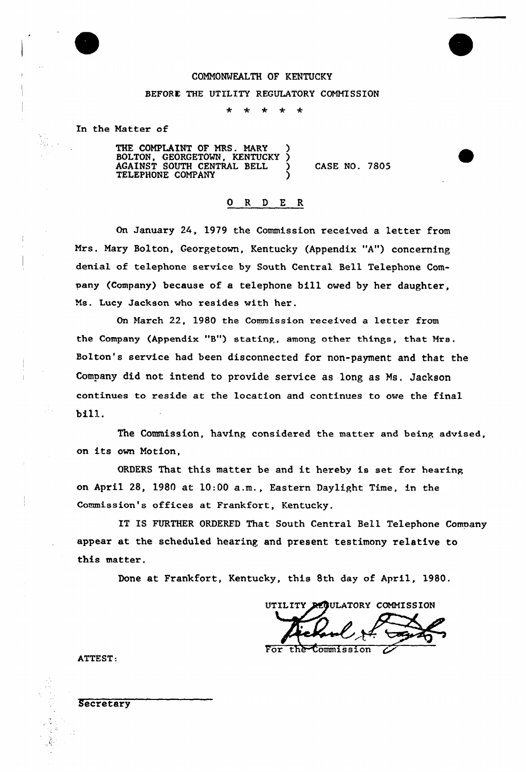COMMONWEALTH OF KENTUCKY

BEFORE THE UTILITY REGULATORY COMMISSION

\* \* \* \* \*

In the Matter of

THE COMPLAINT OF MRS. MARY BOLTON, GEORGETOWN, KENTUCKY AGAINST SOUTH CENTRAL BELL TELEPHONE COMPANY ) CASE NO. 7805

O R D E R

On January 24, 1979 the Commission received a letter from Mrs. Mary Bolton, Georgetown, Kentucky (Appendix "A") concerning denial of telephone service by South Central Bell Telephone Company (Company) because of a telephone bill owed by her daughter, Ms. Lucy Jackson who resides with her.

On March 22, 1980 the Commission received a letter from the Company (Appendix "B") stating, among other things, that Mrs. Bolton's service had been disconnected for non-payment and that the Company did not intend to provide service as long as Ms. Jackson continues to reside at the location and continues to owe the final bill.

The Commission, having considered the matter and being advised, on its own Motion,

ORDERS That this matter be and it hereby is set for hearing on April 28, 1980 at 10:00 a.m., Eastern Daylight Time, in the Commission's offices at Frankfort, Kentucky.

IT IS FURTHER ORDERED That South Central Bell Telephone Company appear at the scheduled hearing and present testimony relative to this matter.

Done at Frankfort, Kentucky, this 8th day of April, 1980.

UTILITY REGULATORY COMMISSION

For the Commission

ATTEST:

Secretary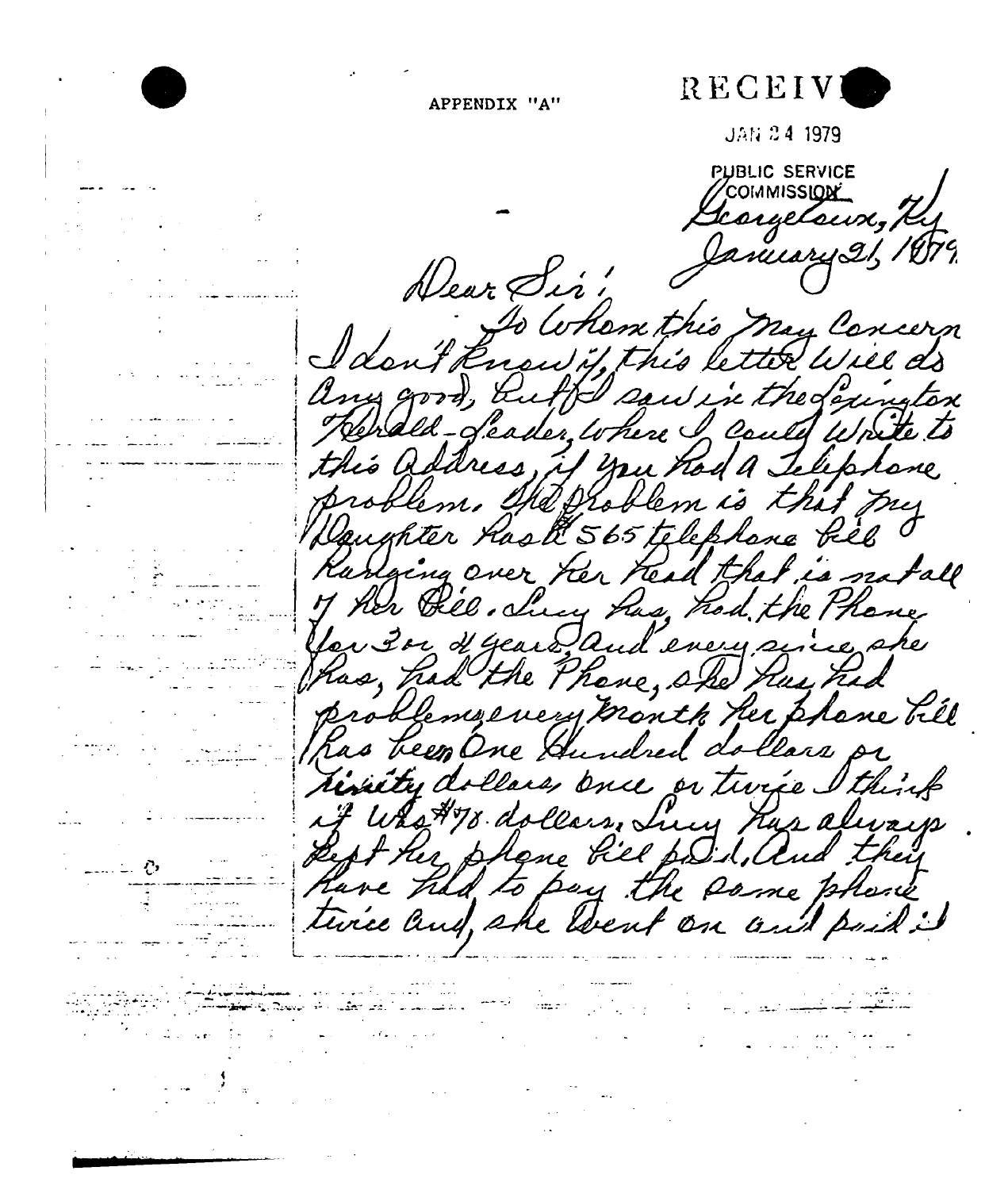APPENDIX "A"

RECEIVED

JAN 24 1979

PUBLIC SERVICE COMMISSION

Georgetown, Ky
January 21, 1979.

Dear Sir:

To whom this may concern
I don't know if this letter will do any good, but I saw in the Lexington Herald-Leader, where I could write to this address, if you had a Telephone problem. The problem is that my Daughter has a 565 telephone bill hanging over her head that is not all of her bill. Lucy has had the Phone for 3 or 4 years, and every since she has had the Phone, she has had problems every month her phone bill has been One Hundred dollars or ninety dollars, once or twice I think it was $78 dollars. Lucy has always kept her phone bill paid, And they have had to pay the same phone twice and she went on and paid it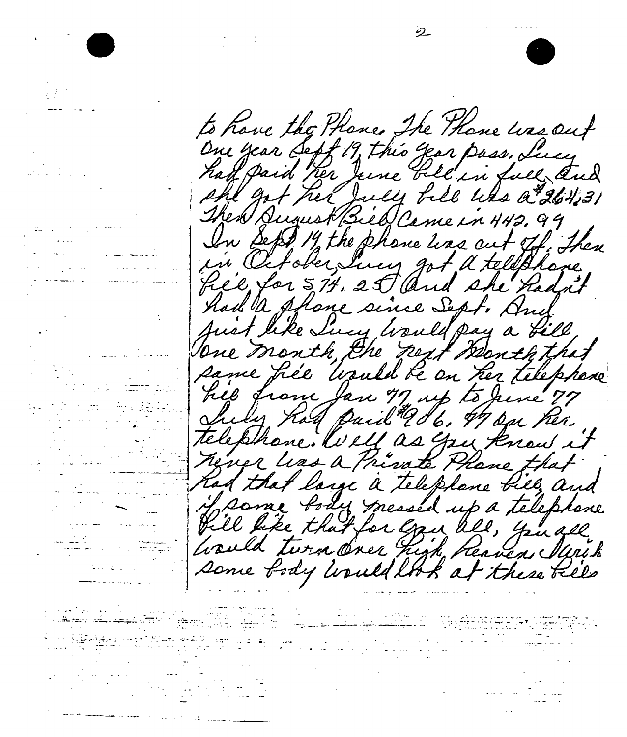to have the Phone. The Phone was out One year Sept 19, this year pass. Lucy had paid her June bill in full, and she got her July bill was a $264.31 Then August Bill Came in 442.99 In Sept 19 the phone was cut off. Then in October, Lucy got a telephone bill for 574.25 And she hadn't had a phone since Sept. And just like Lucy would pay a bill one month, the next Month that same bill would be on her telephone bill from Jan 77 up to June 77 Lucy had paid $986.47 on her telephone. Well as you know it never was a Private Phone that had that large a telephone bill, and if some body messed up a telephone bill like that for you all, you all would turn over high heaven. I wish some body would look at these bills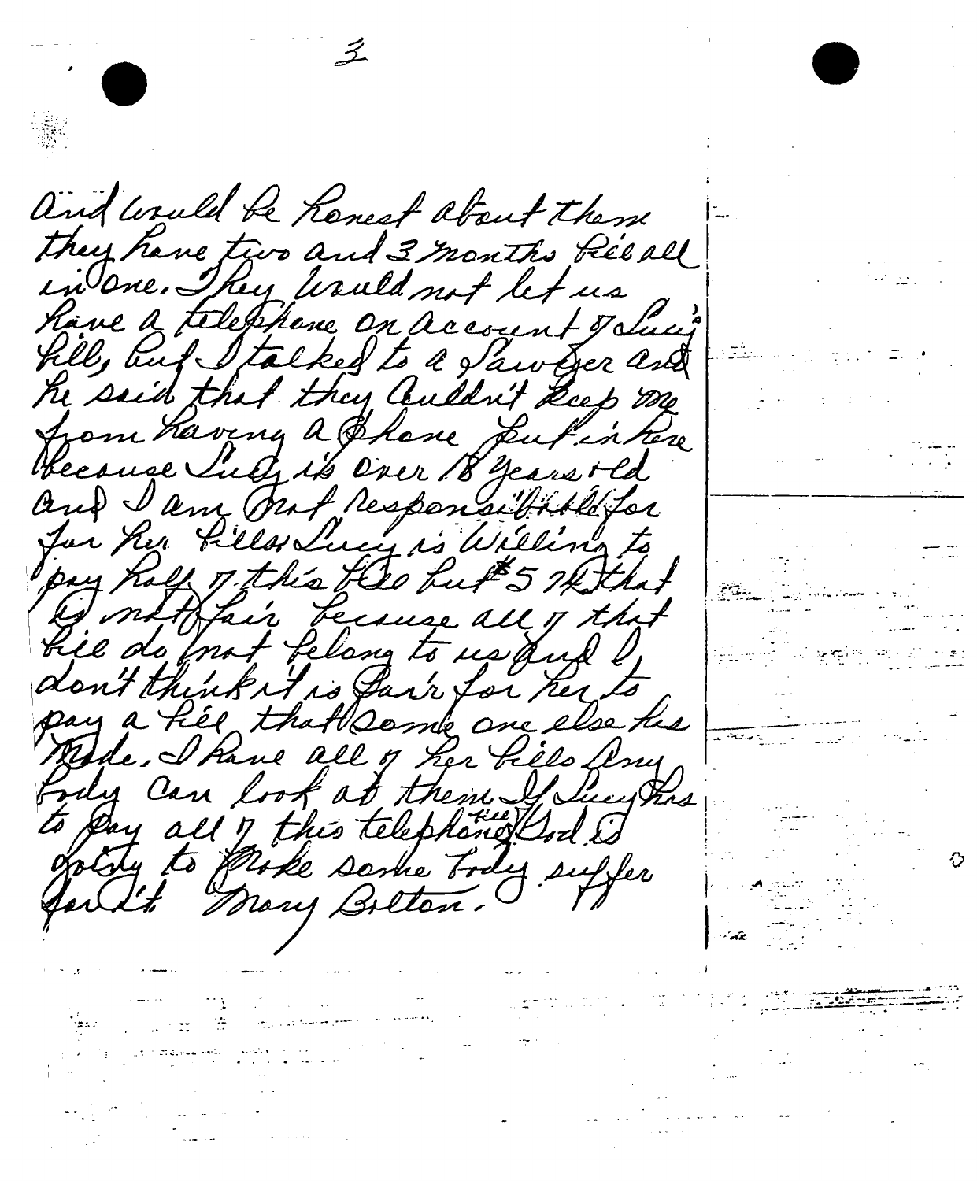and would be honest about them they have two and 3 months bill all in one. They would not let us have a telephone on account of Lucy's bill, but I talked to a Lawyer and he said that they couldn't keep me from having a phone put in here because Lucy is over 18 years old and I am not responsible for her bills. Lucy is willing to pay half of this bill but $5 that is not fair because all of that bill do not belong to us and I don't think it is fair for her to pay a bill that some one else has made. I have all of her bills any body can look at them. If Lucy has to pay all of this telephone bill God is going to make some body suffer for it. Mary Bolton.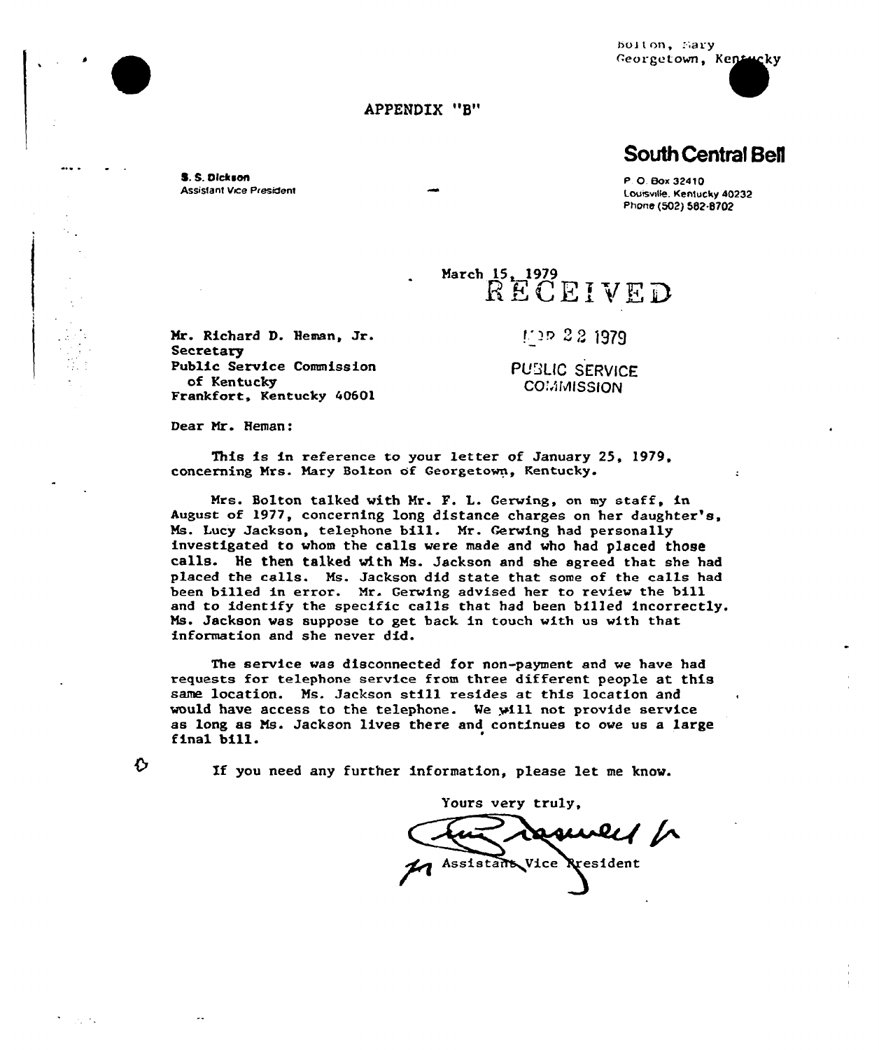Bolton, Mary
Georgetown, Kentucky

APPENDIX "B"

**S. S. Dickson**
Assistant Vice President

**South Central Bell**

P. O. Box 32410
Louisville, Kentucky 40232
Phone (502) 582-8702

March 15, 1979

RECEIVED

MAR 22 1979

PUBLIC SERVICE
COMMISSION

Mr. Richard D. Heman, Jr.
Secretary
Public Service Commission
of Kentucky
Frankfort, Kentucky 40601

Dear Mr. Heman:

This is in reference to your letter of January 25, 1979, concerning Mrs. Mary Bolton of Georgetown, Kentucky.

Mrs. Bolton talked with Mr. F. L. Gerwing, on my staff, in August of 1977, concerning long distance charges on her daughter's, Ms. Lucy Jackson, telephone bill. Mr. Gerwing had personally investigated to whom the calls were made and who had placed those calls. He then talked with Ms. Jackson and she agreed that she had placed the calls. Ms. Jackson did state that some of the calls had been billed in error. Mr. Gerwing advised her to review the bill and to identify the specific calls that had been billed incorrectly. Ms. Jackson was suppose to get back in touch with us with that information and she never did.

The service was disconnected for non-payment and we have had requests for telephone service from three different people at this same location. Ms. Jackson still resides at this location and would have access to the telephone. We will not provide service as long as Ms. Jackson lives there and continues to owe us a large final bill.

If you need any further information, please let me know.

Yours very truly,

Assistant Vice President